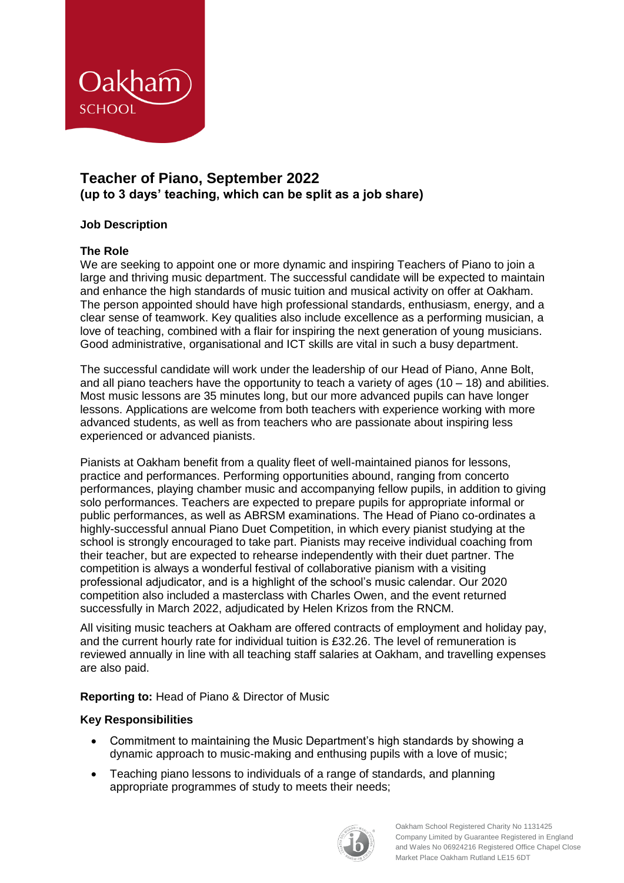# Teacher of Piano, September 2022
## (up to 3 days' teaching, which can be split as a job share)

**Job Description**

**The Role**

We are seeking to appoint one or more dynamic and inspiring Teachers of Piano to join a large and thriving music department. The successful candidate will be expected to maintain and enhance the high standards of music tuition and musical activity on offer at Oakham. The person appointed should have high professional standards, enthusiasm, energy, and a clear sense of teamwork. Key qualities also include excellence as a performing musician, a love of teaching, combined with a flair for inspiring the next generation of young musicians. Good administrative, organisational and ICT skills are vital in such a busy department.

The successful candidate will work under the leadership of our Head of Piano, Anne Bolt, and all piano teachers have the opportunity to teach a variety of ages (10 – 18) and abilities. Most music lessons are 35 minutes long, but our more advanced pupils can have longer lessons. Applications are welcome from both teachers with experience working with more advanced students, as well as from teachers who are passionate about inspiring less experienced or advanced pianists.

Pianists at Oakham benefit from a quality fleet of well-maintained pianos for lessons, practice and performances. Performing opportunities abound, ranging from concerto performances, playing chamber music and accompanying fellow pupils, in addition to giving solo performances. Teachers are expected to prepare pupils for appropriate informal or public performances, as well as ABRSM examinations. The Head of Piano co-ordinates a highly-successful annual Piano Duet Competition, in which every pianist studying at the school is strongly encouraged to take part. Pianists may receive individual coaching from their teacher, but are expected to rehearse independently with their duet partner. The competition is always a wonderful festival of collaborative pianism with a visiting professional adjudicator, and is a highlight of the school's music calendar. Our 2020 competition also included a masterclass with Charles Owen, and the event returned successfully in March 2022, adjudicated by Helen Krizos from the RNCM.

All visiting music teachers at Oakham are offered contracts of employment and holiday pay, and the current hourly rate for individual tuition is £32.26. The level of remuneration is reviewed annually in line with all teaching staff salaries at Oakham, and travelling expenses are also paid.

**Reporting to:** Head of Piano & Director of Music

**Key Responsibilities**

- Commitment to maintaining the Music Department's high standards by showing a dynamic approach to music-making and enthusing pupils with a love of music;
- Teaching piano lessons to individuals of a range of standards, and planning appropriate programmes of study to meets their needs;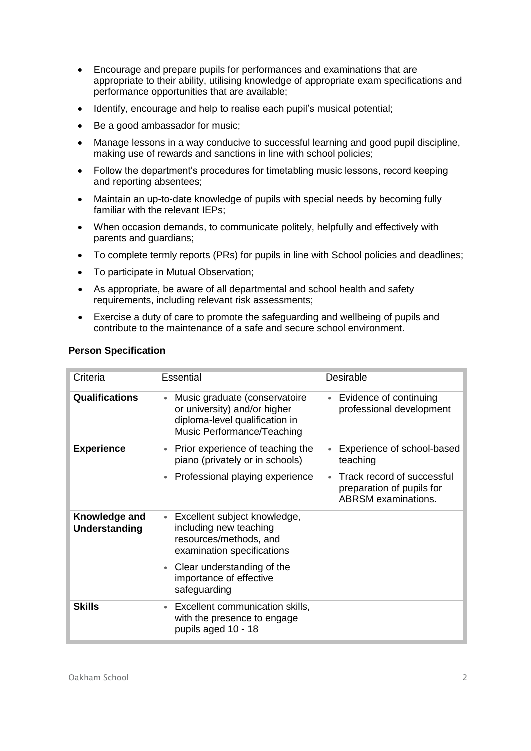- Encourage and prepare pupils for performances and examinations that are appropriate to their ability, utilising knowledge of appropriate exam specifications and performance opportunities that are available;
- Identify, encourage and help to realise each pupil's musical potential;
- Be a good ambassador for music;
- Manage lessons in a way conducive to successful learning and good pupil discipline, making use of rewards and sanctions in line with school policies;
- Follow the department's procedures for timetabling music lessons, record keeping and reporting absentees;
- Maintain an up-to-date knowledge of pupils with special needs by becoming fully familiar with the relevant IEPs;
- When occasion demands, to communicate politely, helpfully and effectively with parents and guardians;
- To complete termly reports (PRs) for pupils in line with School policies and deadlines;
- To participate in Mutual Observation;
- As appropriate, be aware of all departmental and school health and safety requirements, including relevant risk assessments;
- Exercise a duty of care to promote the safeguarding and wellbeing of pupils and contribute to the maintenance of a safe and secure school environment.

**Person Specification**

| Criteria | Essential | Desirable |
|---|---|---|
| **Qualifications** | • Music graduate (conservatoire or university) and/or higher diploma-level qualification in Music Performance/Teaching | • Evidence of continuing professional development |
| **Experience** | • Prior experience of teaching the piano (privately or in schools)<br>• Professional playing experience | • Experience of school-based teaching<br>• Track record of successful preparation of pupils for ABRSM examinations. |
| **Knowledge and Understanding** | • Excellent subject knowledge, including new teaching resources/methods, and examination specifications<br>• Clear understanding of the importance of effective safeguarding | |
| **Skills** | • Excellent communication skills, with the presence to engage pupils aged 10 - 18 | |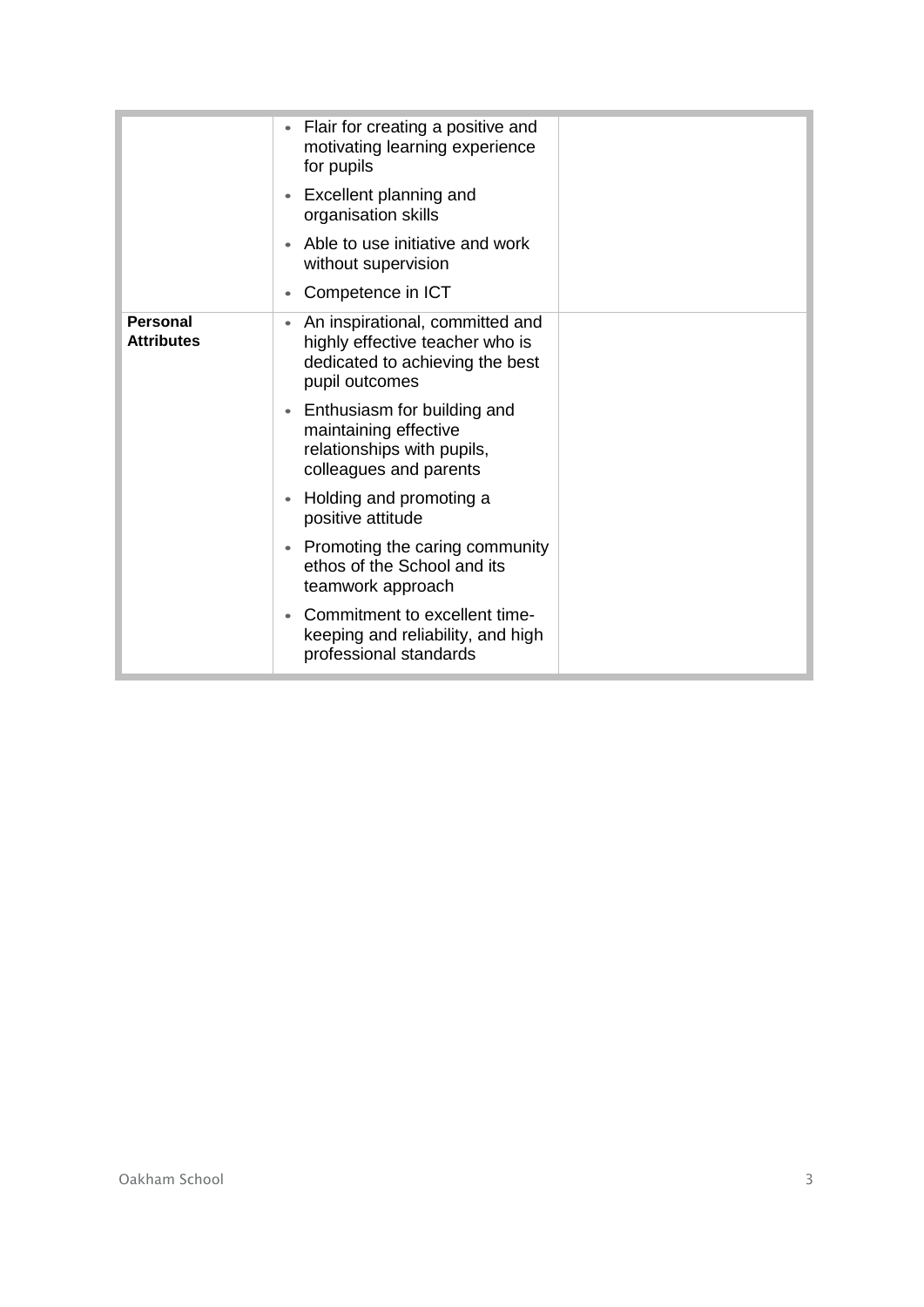| | | |
|---|---|---|
| | • Flair for creating a positive and motivating learning experience for pupils<br>• Excellent planning and organisation skills<br>• Able to use initiative and work without supervision<br>• Competence in ICT | |
| **Personal Attributes** | • An inspirational, committed and highly effective teacher who is dedicated to achieving the best pupil outcomes<br>• Enthusiasm for building and maintaining effective relationships with pupils, colleagues and parents<br>• Holding and promoting a positive attitude<br>• Promoting the caring community ethos of the School and its teamwork approach<br>• Commitment to excellent time-keeping and reliability, and high professional standards | |